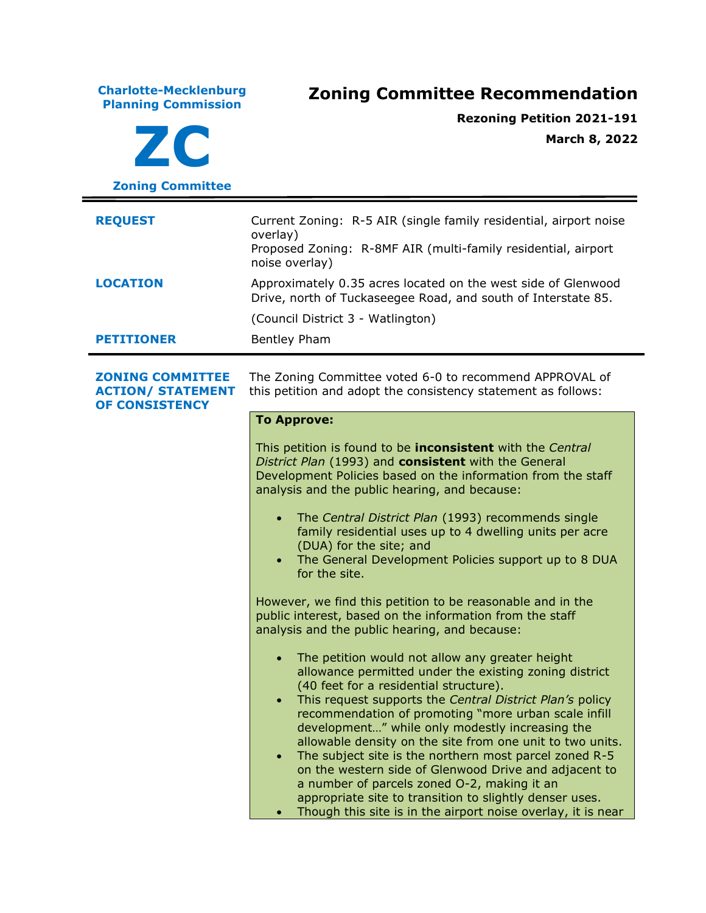**Charlote-Mecklenburg Planning Commission**

**ZC**

**Zoning Committee**

# Zoning Committee Recommendation

**Rezoning Petition 2021-191**

**March 8, 2022**

---

| | |
|---|---|
| **REQUEST** | Current Zoning: R-5 AIR (single family residential, airport noise overlay)<br>Proposed Zoning: R-8MF AIR (multi-family residential, airport noise overlay) |
| **LOCATION** | Approximately 0.35 acres located on the west side of Glenwood Drive, north of Tuckaseegee Road, and south of Interstate 85.<br><br>(Council District 3 - Watlington) |
| **PETITIONER** | Bentley Pham |

---

**ZONING COMMITTEE ACTION/ STATEMENT OF CONSISTENCY**

The Zoning Committee voted 6-0 to recommend APPROVAL of this petition and adopt the consistency statement as follows:

**To Approve:**

This petition is found to be **inconsistent** with the *Central District Plan* (1993) and **consistent** with the General Development Policies based on the information from the staff analysis and the public hearing, and because:

- The *Central District Plan* (1993) recommends single family residential uses up to 4 dwelling units per acre (DUA) for the site; and
- The General Development Policies support up to 8 DUA for the site.

However, we find this petition to be reasonable and in the public interest, based on the information from the staff analysis and the public hearing, and because:

- The petition would not allow any greater height allowance permitted under the existing zoning district (40 feet for a residential structure).
- This request supports the *Central District Plan's* policy recommendation of promoting "more urban scale infill development…" while only modestly increasing the allowable density on the site from one unit to two units.
- The subject site is the northern most parcel zoned R-5 on the western side of Glenwood Drive and adjacent to a number of parcels zoned O-2, making it an appropriate site to transition to slightly denser uses.
- Though this site is in the airport noise overlay, it is near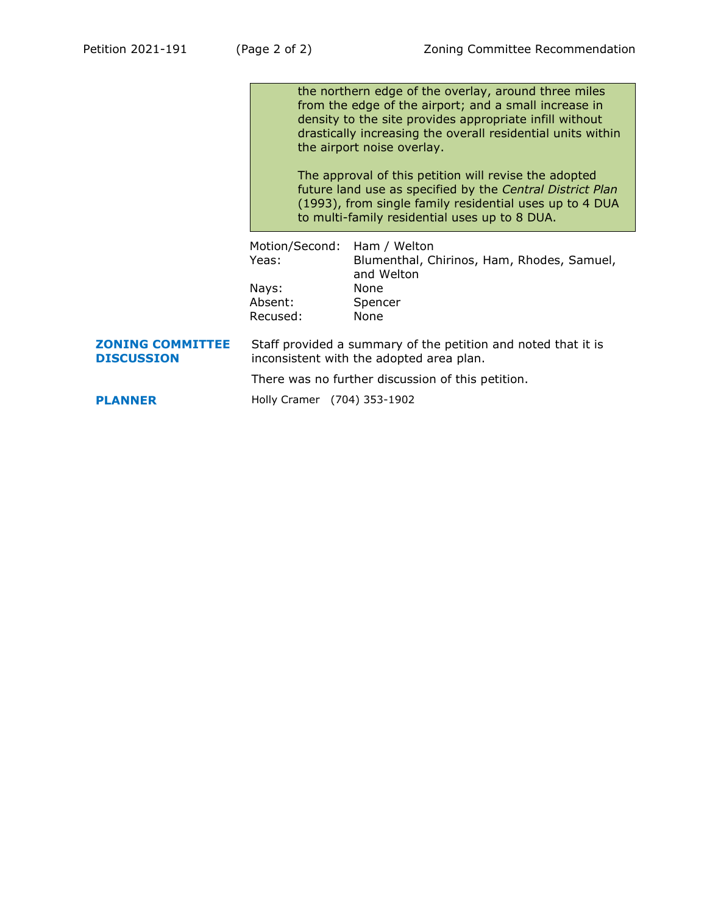the northern edge of the overlay, around three miles from the edge of the airport; and a small increase in density to the site provides appropriate infill without drastically increasing the overall residential units within the airport noise overlay.

The approval of this petition will revise the adopted future land use as specified by the *Central District Plan* (1993), from single family residential uses up to 4 DUA to multi-family residential uses up to 8 DUA.

| | |
|---|---|
| Motion/Second: | Ham / Welton |
| Yeas: | Blumenthal, Chirinos, Ham, Rhodes, Samuel, and Welton |
| Nays: | None |
| Absent: | Spencer |
| Recused: | None |

**ZONING COMMITTEE DISCUSSION**

Staff provided a summary of the petition and noted that it is inconsistent with the adopted area plan.

There was no further discussion of this petition.

**PLANNER**

Holly Cramer (704) 353-1902